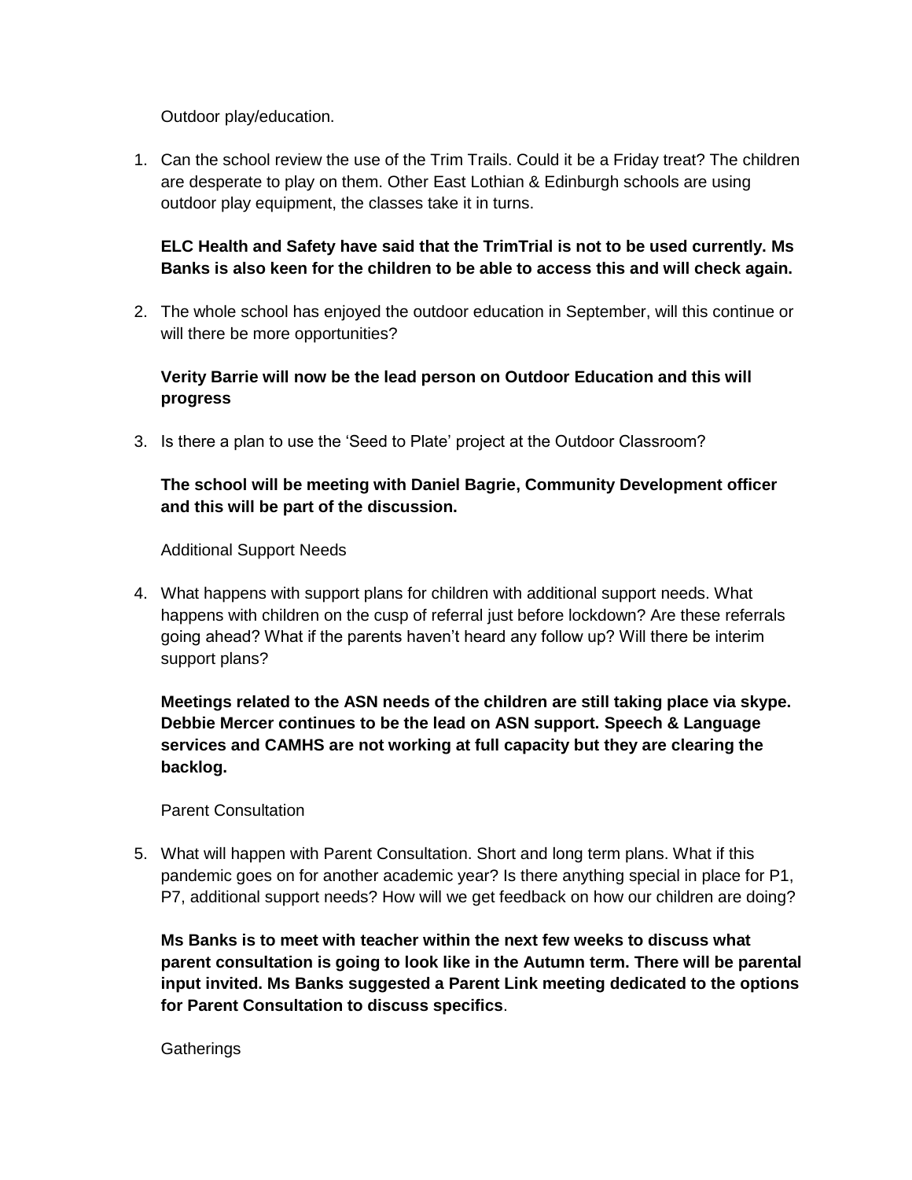Outdoor play/education.

1. Can the school review the use of the Trim Trails. Could it be a Friday treat? The children are desperate to play on them. Other East Lothian & Edinburgh schools are using outdoor play equipment, the classes take it in turns.

   **ELC Health and Safety have said that the TrimTrial is not to be used currently. Ms Banks is also keen for the children to be able to access this and will check again.**

2. The whole school has enjoyed the outdoor education in September, will this continue or will there be more opportunities?

   **Verity Barrie will now be the lead person on Outdoor Education and this will progress**

3. Is there a plan to use the 'Seed to Plate' project at the Outdoor Classroom?

   **The school will be meeting with Daniel Bagrie, Community Development officer and this will be part of the discussion.**

Additional Support Needs

4. What happens with support plans for children with additional support needs. What happens with children on the cusp of referral just before lockdown? Are these referrals going ahead? What if the parents haven't heard any follow up? Will there be interim support plans?

   **Meetings related to the ASN needs of the children are still taking place via skype. Debbie Mercer continues to be the lead on ASN support. Speech & Language services and CAMHS are not working at full capacity but they are clearing the backlog.**

Parent Consultation

5. What will happen with Parent Consultation. Short and long term plans. What if this pandemic goes on for another academic year? Is there anything special in place for P1, P7, additional support needs? How will we get feedback on how our children are doing?

   **Ms Banks is to meet with teacher within the next few weeks to discuss what parent consultation is going to look like in the Autumn term. There will be parental input invited. Ms Banks suggested a Parent Link meeting dedicated to the options for Parent Consultation to discuss specifics**.

Gatherings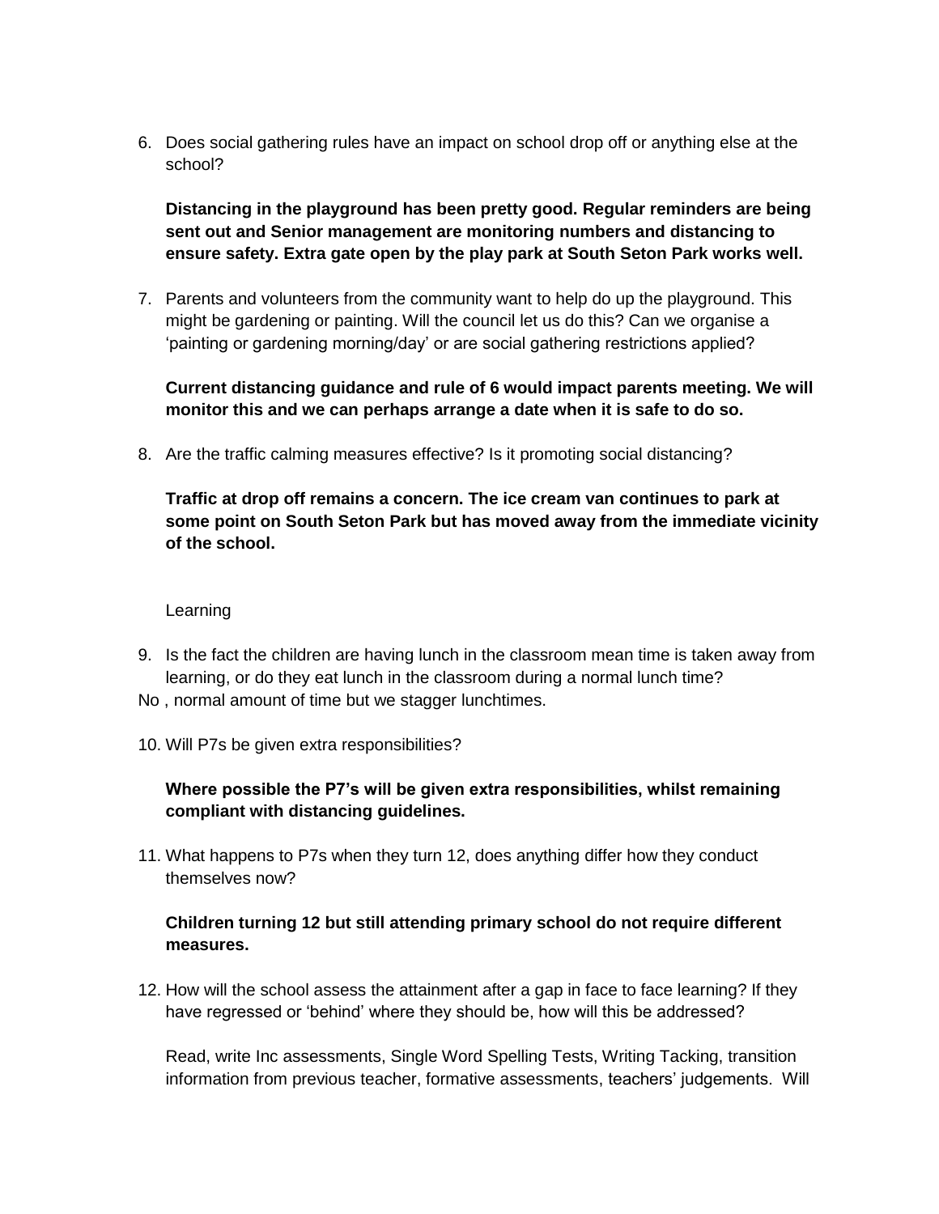6. Does social gathering rules have an impact on school drop off or anything else at the school?

   **Distancing in the playground has been pretty good. Regular reminders are being sent out and Senior management are monitoring numbers and distancing to ensure safety. Extra gate open by the play park at South Seton Park works well.**

7. Parents and volunteers from the community want to help do up the playground. This might be gardening or painting. Will the council let us do this? Can we organise a 'painting or gardening morning/day' or are social gathering restrictions applied?

   **Current distancing guidance and rule of 6 would impact parents meeting. We will monitor this and we can perhaps arrange a date when it is safe to do so.**

8. Are the traffic calming measures effective? Is it promoting social distancing?

   **Traffic at drop off remains a concern. The ice cream van continues to park at some point on South Seton Park but has moved away from the immediate vicinity of the school.**

Learning

9. Is the fact the children are having lunch in the classroom mean time is taken away from learning, or do they eat lunch in the classroom during a normal lunch time?

No , normal amount of time but we stagger lunchtimes.

10. Will P7s be given extra responsibilities?

    **Where possible the P7's will be given extra responsibilities, whilst remaining compliant with distancing guidelines.**

11. What happens to P7s when they turn 12, does anything differ how they conduct themselves now?

    **Children turning 12 but still attending primary school do not require different measures.**

12. How will the school assess the attainment after a gap in face to face learning? If they have regressed or 'behind' where they should be, how will this be addressed?

    Read, write Inc assessments, Single Word Spelling Tests, Writing Tacking, transition information from previous teacher, formative assessments, teachers' judgements. Will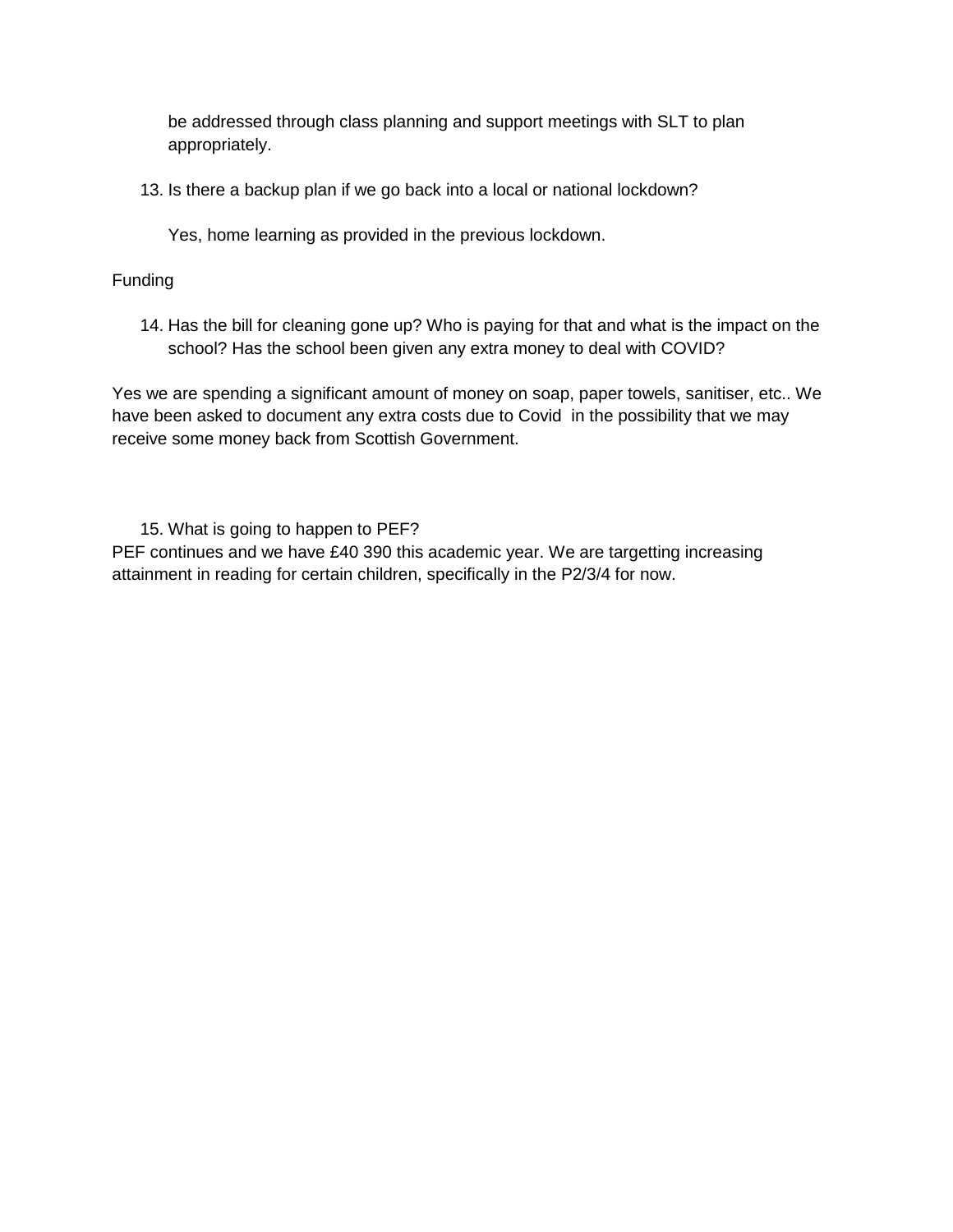be addressed through class planning and support meetings with SLT to plan appropriately.

13. Is there a backup plan if we go back into a local or national lockdown?

    Yes, home learning as provided in the previous lockdown.

Funding

14. Has the bill for cleaning gone up? Who is paying for that and what is the impact on the school? Has the school been given any extra money to deal with COVID?

Yes we are spending a significant amount of money on soap, paper towels, sanitiser, etc.. We have been asked to document any extra costs due to Covid in the possibility that we may receive some money back from Scottish Government.

15. What is going to happen to PEF?

PEF continues and we have £40 390 this academic year. We are targetting increasing attainment in reading for certain children, specifically in the P2/3/4 for now.